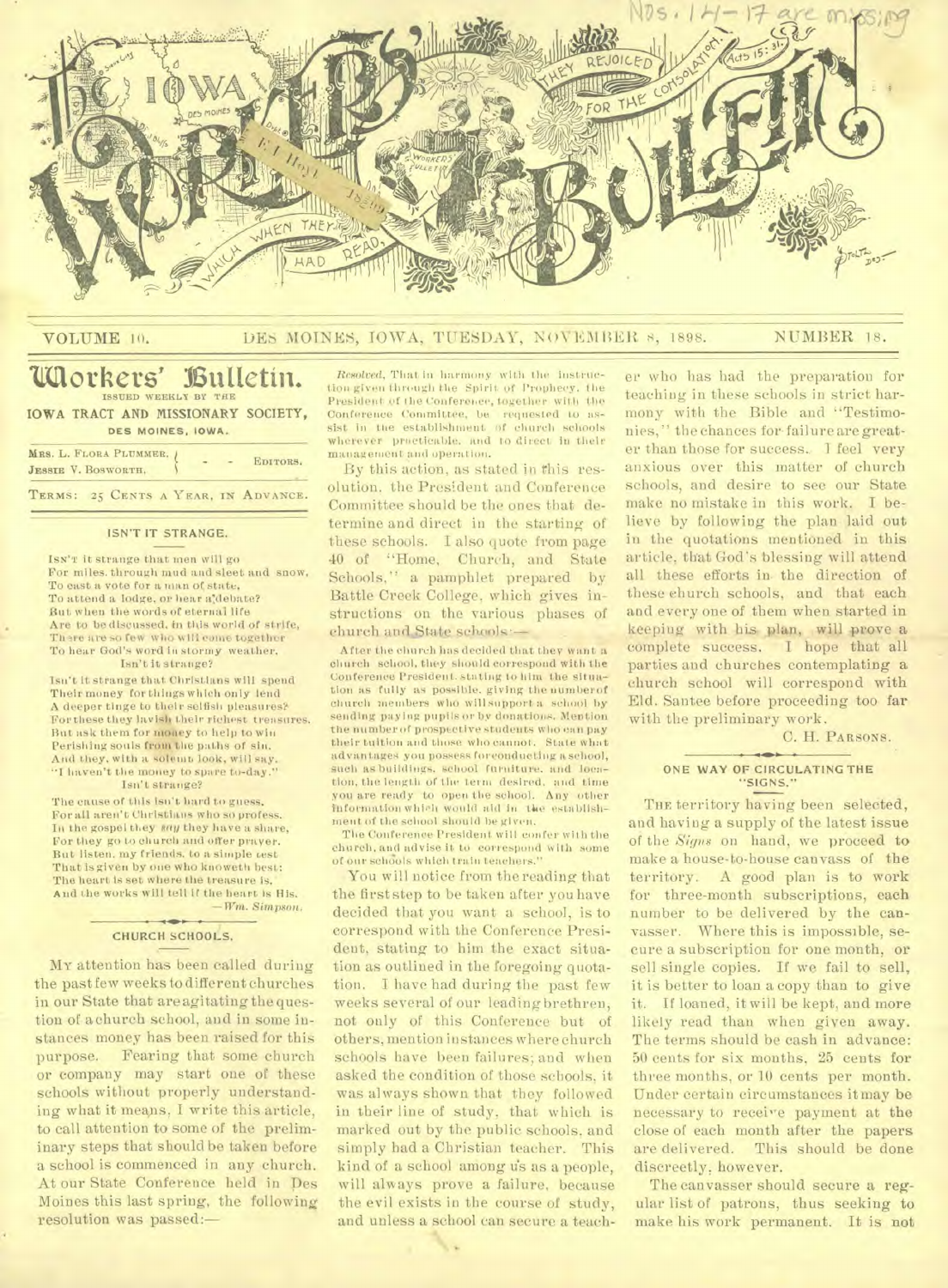# The Iowa Workers' Bulletin

"They rejoiced for the consolation." Acts 15:31 — "Which when they had read,"

VOLUME 10. DES MOINES, IOWA, TUESDAY, NOVEMBER 8, 1898. NUMBER 18.

## Workers' Bulletin.

ISSUED WEEKLY BY THE

**IOWA TRACT AND MISSIONARY SOCIETY,**

DES MOINES, IOWA.

MRS. L. FLORA PLUMMER, JESSIE V. BOSWORTH, — EDITORS.

TERMS: 25 CENTS A YEAR, IN ADVANCE.

### ISN'T IT STRANGE.

Isn't it strange that men will go
For miles, through mud and sleet and snow,
To cast a vote for a man of state,
To attend a lodge, or hear a debate?
But when the words of eternal life
Are to be discussed, in this world of strife,
There are so few who will come together
To hear God's word in stormy weather.
Isn't it strange?

Isn't it strange that Christians will spend
Their money for things which only lend
A deeper tinge to their selfish pleasures?
For these they lavish their richest treasures.
But ask them for money to help to win
Perishing souls from the paths of sin,
And they, with a solemn look, will say,
"I haven't the money to spare to-day."
Isn't it strange?

The cause of this isn't hard to guess,
For all aren't Christians who so profess.
In the gospel they *say* they have a share,
For they go to church and offer prayer.
But listen, my friends, to a simple test
That is given by one who knoweth best:
The heart is set where the treasure is,
And the works will tell if the heart is His.

—*Wm. Simpson.*

### CHURCH SCHOOLS.

My attention has been called during the past few weeks to different churches in our State that are agitating the question of a church school, and in some instances money has been raised for this purpose. Fearing that some church or company may start one of these schools without properly understanding what it means, I write this article, to call attention to some of the preliminary steps that should be taken before a school is commenced in any church. At our State Conference held in Des Moines this last spring, the following resolution was passed:—

*Resolved*, That in harmony with the instruction given through the Spirit of Prophecy, the President of the Conference, together with the Conference Committee, be requested to assist in the establishment of church schools wherever practicable, and to direct in their management and operation.

By this action, as stated in this resolution, the President and Conference Committee should be the ones that determine and direct in the starting of these schools. I also quote from page 40 of "Home, Church, and State Schools," a pamphlet prepared by Battle Creek College, which gives instructions on the various phases of church and State schools:—

After the church has decided that they want a church school, they should correspond with the Conference President, stating to him the situation as fully as possible, giving the number of church members who will support a school by sending paying pupils or by donations. Mention the number of prospective students who can pay their tuition and those who cannot. State what advantages you possess for conducting a school, such as buildings, school furniture, and location, the length of the term desired, and time you are ready to open the school. Any other information which would aid in the establishment of the school should be given.

The Conference President will confer with the church, and advise it to correspond with some of our schools which train teachers."

You will notice from the reading that the first step to be taken after you have decided that you want a school, is to correspond with the Conference President, stating to him the exact situation as outlined in the foregoing quotation. I have had during the past few weeks several of our leading brethren, not only of this Conference but of others, mention instances where church schools have been failures; and when asked the condition of those schools, it was always shown that they followed in their line of study, that which is marked out by the public schools, and simply had a Christian teacher. This kind of a school among us as a people, will always prove a failure, because the evil exists in the course of study, and unless a school can secure a teacher who has had the preparation for teaching in these schools in strict harmony with the Bible and "Testimonies," the chances for failure are greater than those for success. I feel very anxious over this matter of church schools, and desire to see our State make no mistake in this work. I believe by following the plan laid out in the quotations mentioned in this article, that God's blessing will attend all these efforts in the direction of these church schools, and that each and every one of them when started in keeping with his plan, will prove a complete success. I hope that all parties and churches contemplating a church school will correspond with Eld. Santee before proceeding too far with the preliminary work.

C. H. PARSONS.

### ONE WAY OF CIRCULATING THE "SIGNS."

The territory having been selected, and having a supply of the latest issue of the *Signs* on hand, we proceed to make a house-to-house canvass of the territory. A good plan is to work for three-month subscriptions, each number to be delivered by the canvasser. Where this is impossible, secure a subscription for one month, or sell single copies. If we fail to sell, it is better to loan a copy than to give it. If loaned, it will be kept, and more likely read than when given away. The terms should be cash in advance: 50 cents for six months, 25 cents for three months, or 10 cents per month. Under certain circumstances it may be necessary to receive payment at the close of each month after the papers are delivered. This should be done discreetly, however.

The canvasser should secure a regular list of patrons, thus seeking to make his work permanent. It is not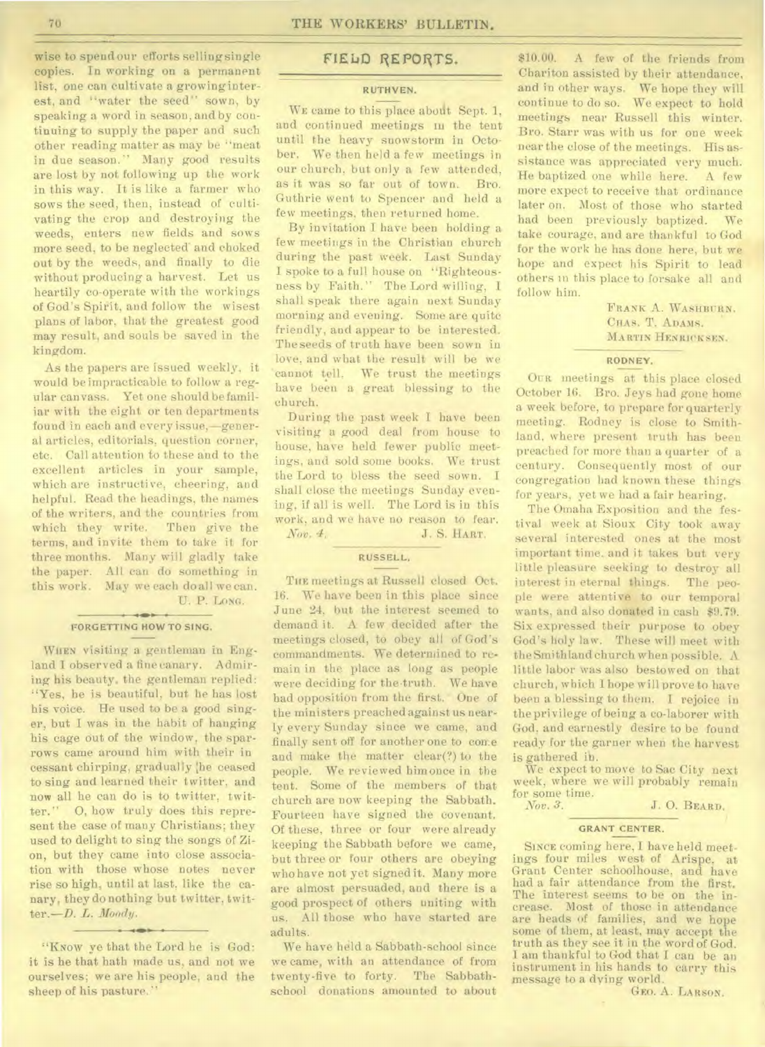wise to spend our efforts selling single copies. In working on a permanent list, one can cultivate a growing interest, and "water the seed" sown, by speaking a word in season, and by continuing to supply the paper and such other reading matter as may be "meat in due season." Many good results are lost by not following up the work in this way. It is like a farmer who sows the seed, then, instead of cultivating the crop and destroying the weeds, enters new fields and sows more seed, to be neglected and choked out by the weeds, and finally to die without producing a harvest. Let us heartily co-operate with the workings of God's Spirit, and follow the wisest plans of labor, that the greatest good may result, and souls be saved in the kingdom.

As the papers are issued weekly, it would be impracticable to follow a regular canvass. Yet one should be familiar with the eight or ten departments found in each and every issue,—general articles, editorials, question corner, etc. Call attention to these and to the excellent articles in your sample, which are instructive, cheering, and helpful. Read the headings, the names of the writers, and the countries from which they write. Then give the terms, and invite them to take it for three months. Many will gladly take the paper. All can do something in this work. May we each do all we can.

U. P. LONG.

### FORGETTING HOW TO SING.

WHEN visiting a gentleman in England I observed a fine canary. Admiring his beauty, the gentleman replied: "Yes, he is beautiful, but he has lost his voice. He used to be a good singer, but I was in the habit of hanging his cage out of the window, the sparrows came around him with their incessant chirping, gradually he ceased to sing and learned their twitter, and now all he can do is to twitter, twitter." O, how truly does this represent the case of many Christians; they used to delight to sing the songs of Zion, but they came into close association with those whose notes never rise so high, until at last, like the canary, they do nothing but twitter, twitter.—*D. L. Moody.*

"KNOW ye that the Lord he is God: it is he that hath made us, and not we ourselves; we are his people, and the sheep of his pasture."

## FIELD REPORTS.

### RUTHVEN.

WE came to this place about Sept. 1, and continued meetings in the tent until the heavy snowstorm in October. We then held a few meetings in our church, but only a few attended, as it was so far out of town. Bro. Guthrie went to Spencer and held a few meetings, then returned home.

By invitation I have been holding a few meetings in the Christian church during the past week. Last Sunday I spoke to a full house on "Righteousness by Faith." The Lord willing, I shall speak there again next Sunday morning and evening. Some are quite friendly, and appear to be interested. The seeds of truth have been sown in love, and what the result will be we cannot tell. We trust the meetings have been a great blessing to the church.

During the past week I have been visiting a good deal from house to house, have held fewer public meetings, and sold some books. We trust the Lord to bless the seed sown. I shall close the meetings Sunday evening, if all is well. The Lord is in this work, and we have no reason to fear.

*Nov. 4.* J. S. HART.

### RUSSELL.

THE meetings at Russell closed Oct. 16. We have been in this place since June 24, but the interest seemed to demand it. A few decided after the meetings closed, to obey all of God's commandments. We determined to remain in the place as long as people were deciding for the truth. We have had opposition from the first. One of the ministers preached against us nearly every Sunday since we came, and finally sent off for another one to come and make the matter clear(?) to the people. We reviewed him once in the tent. Some of the members of that church are now keeping the Sabbath. Fourteen have signed the covenant. Of these, three or four were already keeping the Sabbath before we came, but three or four others are obeying who have not yet signed it. Many more are almost persuaded, and there is a good prospect of others uniting with us. All those who have started are adults.

We have held a Sabbath-school since we came, with an attendance of from twenty-five to forty. The Sabbath-school donations amounted to about $10.00. A few of the friends from Chariton assisted by their attendance, and in other ways. We hope they will continue to do so. We expect to hold meetings near Russell this winter. Bro. Starr was with us for one week near the close of the meetings. His assistance was appreciated very much. He baptized one while here. A few more expect to receive that ordinance later on. Most of those who started had been previously baptized. We take courage, and are thankful to God for the work he has done here, but we hope and expect his Spirit to lead others in this place to forsake all and follow him.

FRANK A. WASHBURN.
CHAS. T. ADAMS.
MARTIN HENRICKSEN.

### RODNEY.

OUR meetings at this place closed October 16. Bro. Jeys had gone home a week before, to prepare for quarterly meeting. Rodney is close to Smithland, where present truth has been preached for more than a quarter of a century. Consequently most of our congregation had known these things for years, yet we had a fair hearing.

The Omaha Exposition and the festival week at Sioux City took away several interested ones at the most important time, and it takes but very little pleasure seeking to destroy all interest in eternal things. The people were attentive to our temporal wants, and also donated in cash $9.79. Six expressed their purpose to obey God's holy law. These will meet with the Smithland church when possible. A little labor was also bestowed on that church, which I hope will prove to have been a blessing to them. I rejoice in the privilege of being a co-laborer with God, and earnestly desire to be found ready for the garner when the harvest is gathered in.

We expect to move to Sac City next week, where we will probably remain for some time.

*Nov. 3.* J. O. BEARD.

### GRANT CENTER.

SINCE coming here, I have held meetings four miles west of Arispe, at Grant Center schoolhouse, and have had a fair attendance from the first. The interest seems to be on the increase. Most of those in attendance are heads of families, and we hope some of them, at least, may accept the truth as they see it in the word of God. I am thankful to God that I can be an instrument in his hands to carry this message to a dying world.

GEO. A. LARSON.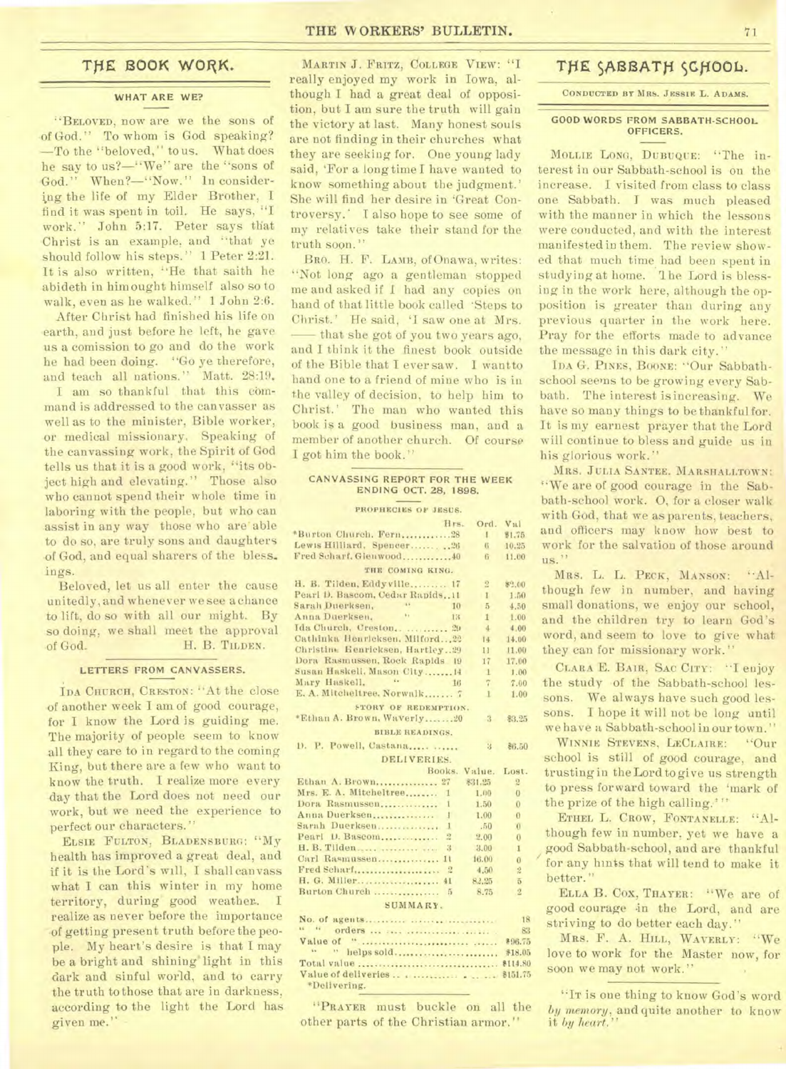## THE BOOK WORK.

### WHAT ARE WE?

"BELOVED, now are we the sons of God." To whom is God speaking? —To the "beloved," to us. What does he say to us?—"We" are the "sons of God." When?—"Now." In considering the life of my Elder Brother, I find it was spent in toil. He says, "I work." John 5:17. Peter says that Christ is an example, and "that ye should follow his steps." 1 Peter 2:21. It is also written, "He that saith he abideth in him ought himself also so to walk, even as he walked." 1 John 2:6.

After Christ had finished his life on earth, and just before he left, he gave us a comission to go and do the work he had been doing. "Go ye therefore, and teach all nations." Matt. 28:19.

I am so thankful that this command is addressed to the canvasser as well as to the minister, Bible worker, or medical missionary. Speaking of the canvassing work, the Spirit of God tells us that it is a good work, "its object high and elevating." Those also who cannot spend their whole time in laboring with the people, but who can assist in any way those who are able to do so, are truly sons and daughters of God, and equal sharers of the blessings.

Beloved, let us all enter the cause unitedly, and whenever we see a chance to lift, do so with all our might. By so doing, we shall meet the approval of God. H. B. TILDEN.

### LETTERS FROM CANVASSERS.

IDA CHURCH, CRESTON: "At the close of another week I am of good courage, for I know the Lord is guiding me. The majority of people seem to know all they care to in regard to the coming King, but there are a few who want to know the truth. I realize more every day that the Lord does not need our work, but we need the experience to perfect our characters."

ELSIE FULTON, BLADENSBURG: "My health has improved a great deal, and if it is the Lord's will, I shall canvass what I can this winter in my home territory, during good weather. I realize as never before the importance of getting present truth before the people. My heart's desire is that I may be a bright and shining light in this dark and sinful world, and to carry the truth to those that are in darkness, according to the light the Lord has given me."

MARTIN J. FRITZ, COLLEGE VIEW: "I really enjoyed my work in Iowa, although I had a great deal of opposition, but I am sure the truth will gain the victory at last. Many honest souls are not finding in their churches what they are seeking for. One young lady said, 'For a long time I have wanted to know something about the judgment.' She will find her desire in 'Great Controversy.' I also hope to see some of my relatives take their stand for the truth soon."

BRO. H. F. LAMB, of Onawa, writes: "Not long ago a gentleman stopped me and asked if I had any copies on hand of that little book called 'Steps to Christ.' He said, 'I saw one at Mrs. —— that she got of you two years ago, and I think it the finest book outside of the Bible that I ever saw. I want to hand one to a friend of mine who is in the valley of decision, to help him to Christ.' The man who wanted this book is a good business man, and a member of another church. Of course I got him the book."

### CANVASSING REPORT FOR THE WEEK ENDING OCT. 28, 1898.

| | Hrs. | Ord. | Val |
|---|---|---|---|
| **PROPHECIES OF JESUS.** | | | |
| *Burton Church, Fern | 28 | 1 | $1.75 |
| Lewis Hilliard, Spencer | 26 | 6 | 10.25 |
| Fred Scharf, Glenwood | 40 | 6 | 11.00 |
| **THE COMING KING.** | | | |
| H. B. Tilden, Eddyville | 17 | 2 | $2.00 |
| Pearl D. Bascom, Cedar Rapids | 11 | 1 | 1.50 |
| Sarah Duerksen, " | 10 | 5 | 4.50 |
| Anna Duerksen, " | 13 | 1 | 1.00 |
| Ida Church, Creston | 20 | 4 | 4.00 |
| Cathinka Henricksen, Milford | 22 | 14 | 14.00 |
| Christine Henricksen, Hartley | 29 | 11 | 11.00 |
| Dora Rasmussen, Rock Rapids | 19 | 17 | 17.00 |
| Susan Haskell, Mason City | 14 | 1 | 1.00 |
| Mary Haskell, " | 16 | 7 | 7.00 |
| E. A. Mitcheltree, Norwalk | 7 | 1 | 1.00 |
| **STORY OF REDEMPTION.** | | | |
| *Ethan A. Brown, Waverly | 20 | 3 | $3.25 |
| **BIBLE READINGS.** | | | |
| D. P. Powell, Castana | | 3 | $6.50 |

**DELIVERIES.**

| | Books. | Value. | Lost. |
|---|---|---|---|
| Ethan A. Brown | 27 | $31.25 | 2 |
| Mrs. E. A. Mitcheltree | 1 | 1.00 | 0 |
| Dora Rasmussen | 1 | 1.50 | 0 |
| Anna Duerksen | 1 | 1.00 | 0 |
| Sarah Duerksen | 1 | .50 | 0 |
| Pearl D. Bascom | 2 | 2.00 | 0 |
| H. B. Tilden | 3 | 3.00 | 1 |
| Carl Rasmussen | 11 | 16.00 | 0 |
| Fred Scharf | 2 | 4.50 | 2 |
| H. G. Miller | 41 | 82.25 | 5 |
| Burton Church | 5 | 8.75 | 2 |

**SUMMARY.**

| | |
|---|---|
| No. of agents | 18 |
| " " orders | 83 |
| Value of " | $96.75 |
| " " helps sold | $18.05 |
| Total value | $114.80 |
| Value of deliveries | $151.75 |

*Delivering.

"PRAYER must buckle on all the other parts of the Christian armor."

## THE SABBATH SCHOOL.

CONDUCTED BY MRS. JESSIE L. ADAMS.

### GOOD WORDS FROM SABBATH-SCHOOL OFFICERS.

MOLLIE LONG, DUBUQUE: "The interest in our Sabbath-school is on the increase. I visited from class to class one Sabbath. I was much pleased with the manner in which the lessons were conducted, and with the interest manifested in them. The review showed that much time had been spent in studying at home. The Lord is blessing in the work here, although the opposition is greater than during any previous quarter in the work here. Pray for the efforts made to advance the message in this dark city."

IDA G. PINES, BOONE: "Our Sabbath-school seems to be growing every Sabbath. The interest is increasing. We have so many things to be thankful for. It is my earnest prayer that the Lord will continue to bless and guide us in his glorious work."

MRS. JULIA SANTEE, MARSHALLTOWN: "We are of good courage in the Sabbath-school work. O, for a closer walk with God, that we as parents, teachers, and officers may know how best to work for the salvation of those around us."

MRS. L. L. PECK, MANSON: "Although few in number, and having small donations, we enjoy our school, and the children try to learn God's word, and seem to love to give what they can for missionary work."

CLARA E. BAIR, SAC CITY: "I enjoy the study of the Sabbath-school lessons. We always have such good lessons. I hope it will not be long until we have a Sabbath-school in our town."

WINNIE STEVENS, LECLAIRE: "Our school is still of good courage, and trusting in the Lord to give us strength to press forward toward the 'mark of the prize of the high calling.'"

ETHEL L. CROW, FONTANELLE: "Although few in number, yet we have a good Sabbath-school, and are thankful for any hints that will tend to make it better."

ELLA B. COX, THAYER: "We are of good courage in the Lord, and are striving to do better each day."

MRS. F. A. HILL, WAVERLY: "We love to work for the Master now, for soon we may not work."

"IT is one thing to know God's word *by memory*, and quite another to know it *by heart*."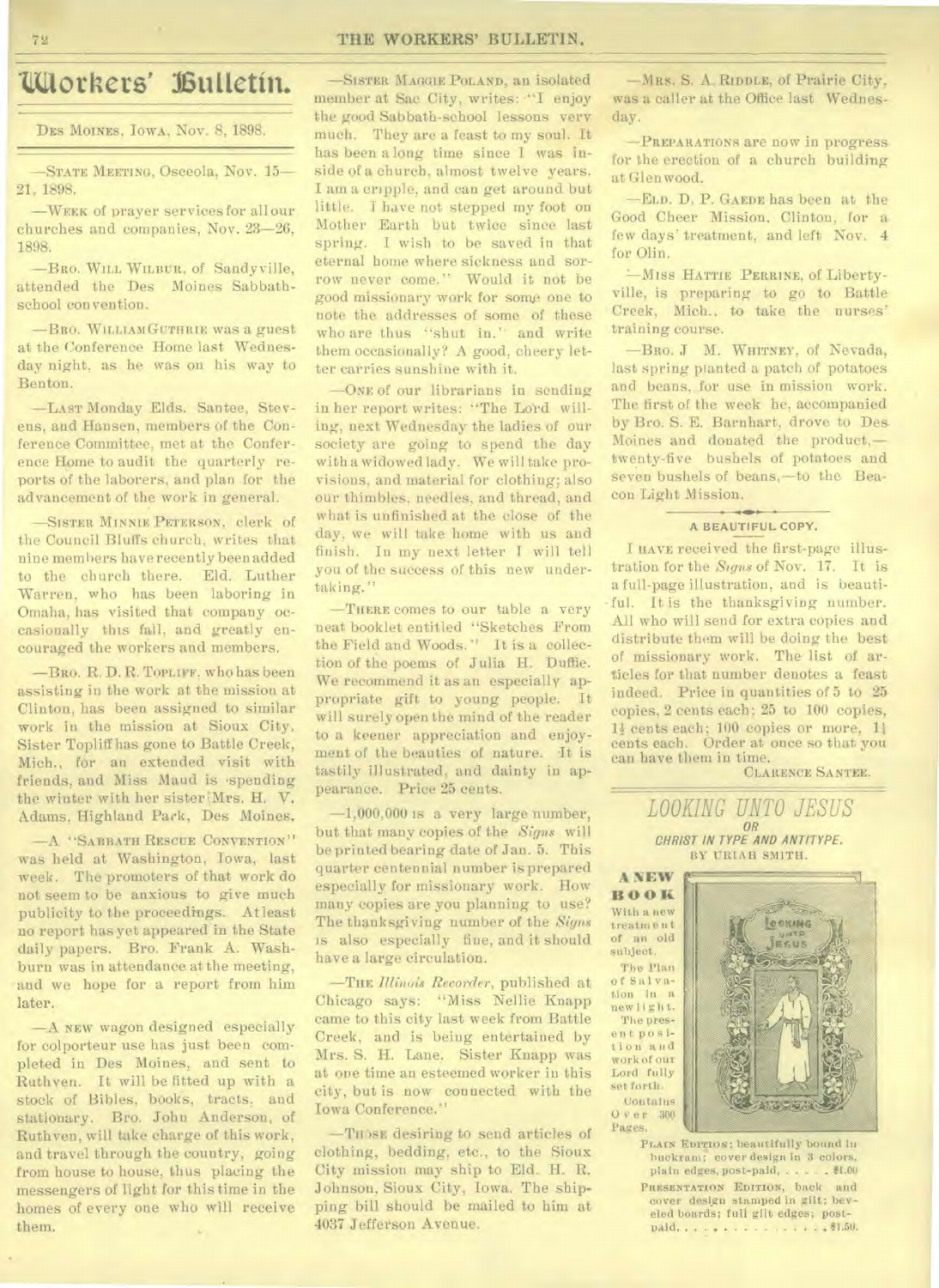# Workers' Bulletin.

DES MOINES, IOWA, Nov. 8, 1898.

—STATE MEETING, Osceola, Nov. 15—21, 1898.

—WEEK of prayer services for all our churches and companies, Nov. 23—26, 1898.

—BRO. WILL WILBUR, of Sandyville, attended the Des Moines Sabbath-school convention.

—BRO. WILLIAM GUTHRIE was a guest at the Conference Home last Wednesday night, as he was on his way to Benton.

—LAST Monday Elds. Santee, Stevens, and Hansen, members of the Conference Committee, met at the Conference Home to audit the quarterly reports of the laborers, and plan for the advancement of the work in general.

—SISTER MINNIE PETERSON, clerk of the Council Bluffs church, writes that nine members have recently been added to the church there. Eld. Luther Warren, who has been laboring in Omaha, has visited that company occasionally this fall, and greatly encouraged the workers and members.

—BRO. R. D. R. TOPLIFF, who has been assisting in the work at the mission at Clinton, has been assigned to similar work in the mission at Sioux City. Sister Topliff has gone to Battle Creek, Mich., for an extended visit with friends, and Miss Maud is spending the winter with her sister Mrs. H. V. Adams, Highland Park, Des Moines.

—A "SABBATH RESCUE CONVENTION" was held at Washington, Iowa, last week. The promoters of that work do not seem to be anxious to give much publicity to the proceedings. At least no report has yet appeared in the State daily papers. Bro. Frank A. Washburn was in attendance at the meeting, and we hope for a report from him later.

—A NEW wagon designed especially for colporteur use has just been completed in Des Moines, and sent to Ruthven. It will be fitted up with a stock of Bibles, books, tracts, and stationary. Bro. John Anderson, of Ruthven, will take charge of this work, and travel through the country, going from house to house, thus placing the messengers of light for this time in the homes of every one who will receive them.

—SISTER MAGGIE POLAND, an isolated member at Sac City, writes: "I enjoy the good Sabbath-school lessons very much. They are a feast to my soul. It has been a long time since I was inside of a church, almost twelve years. I am a cripple, and can get around but little. I have not stepped my foot on Mother Earth but twice since last spring. I wish to be saved in that eternal home where sickness and sorrow never come." Would it not be good missionary work for some one to note the addresses of some of these who are thus "shut in." and write them occasionally? A good, cheery letter carries sunshine with it.

—ONE of our librarians in sending in her report writes: "The Lord willing, next Wednesday the ladies of our society are going to spend the day with a widowed lady. We will take provisions, and material for clothing; also our thimbles, needles, and thread, and what is unfinished at the close of the day, we will take home with us and finish. In my next letter I will tell you of the success of this new undertaking."

—THERE comes to our table a very neat booklet entitled "Sketches From the Field and Woods." It is a collection of the poems of Julia H. Duffie. We recommend it as an especially appropriate gift to young people. It will surely open the mind of the reader to a keener appreciation and enjoyment of the beauties of nature. It is tastily illustrated, and dainty in appearance. Price 25 cents.

—1,000,000 is a very large number, but that many copies of the *Signs* will be printed bearing date of Jan. 5. This quarter centennial number is prepared especially for missionary work. How many copies are you planning to use? The thanksgiving number of the *Signs* is also especially fine, and it should have a large circulation.

—THE *Illinois Recorder*, published at Chicago says: "Miss Nellie Knapp came to this city last week from Battle Creek, and is being entertained by Mrs. S. H. Lane. Sister Knapp was at one time an esteemed worker in this city, but is now connected with the Iowa Conference."

—THOSE desiring to send articles of clothing, bedding, etc., to the Sioux City mission may ship to Eld. H. R. Johnson, Sioux City, Iowa. The shipping bill should be mailed to him at 4037 Jefferson Avenue.

—MRS. S. A. RIDDLE, of Prairie City, was a caller at the Office last Wednesday.

—PREPARATIONS are now in progress for the erection of a church building at Glenwood.

—ELD. D. P. GAEDE has been at the Good Cheer Mission, Clinton, for a few days' treatment, and left Nov. 4 for Olin.

—MISS HATTIE PERRINE, of Libertyville, is preparing to go to Battle Creek, Mich., to take the nurses' training course.

—BRO. J. M. WHITNEY, of Nevada, last spring planted a patch of potatoes and beans, for use in mission work. The first of the week he, accompanied by Bro. S. E. Barnhart, drove to Des Moines and donated the product,—twenty-five bushels of potatoes and seven bushels of beans,—to the Beacon Light Mission.

## A BEAUTIFUL COPY.

I HAVE received the first-page illustration for the *Signs* of Nov. 17. It is a full-page illustration, and is beautiful. It is the thanksgiving number. All who will send for extra copies and distribute them will be doing the best of missionary work. The list of articles for that number denotes a feast indeed. Price in quantities of 5 to 25 copies, 2 cents each; 25 to 100 copies, 1½ cents each; 100 copies or more, 1¼ cents each. Order at once so that you can have them in time.

CLARENCE SANTEE.

## LOOKING UNTO JESUS
### OR
### CHRIST IN TYPE AND ANTITYPE.
BY URIAH SMITH.

**A NEW BOOK**

With a new treatment of an old subject.

The Plan of Salvation in a new light.

The present position and work of our Lord fully set forth.

Contains Over 300 Pages.

PLAIN EDITION; beautifully bound in buckram; cover design in 3 colors, plain edges, post-paid, . . . . . $1.00

PRESENTATION EDITION, back and cover design stamped in gilt; beveled boards; full gilt edges; post-paid, . . . . . . . . . . . . . . $1.50.